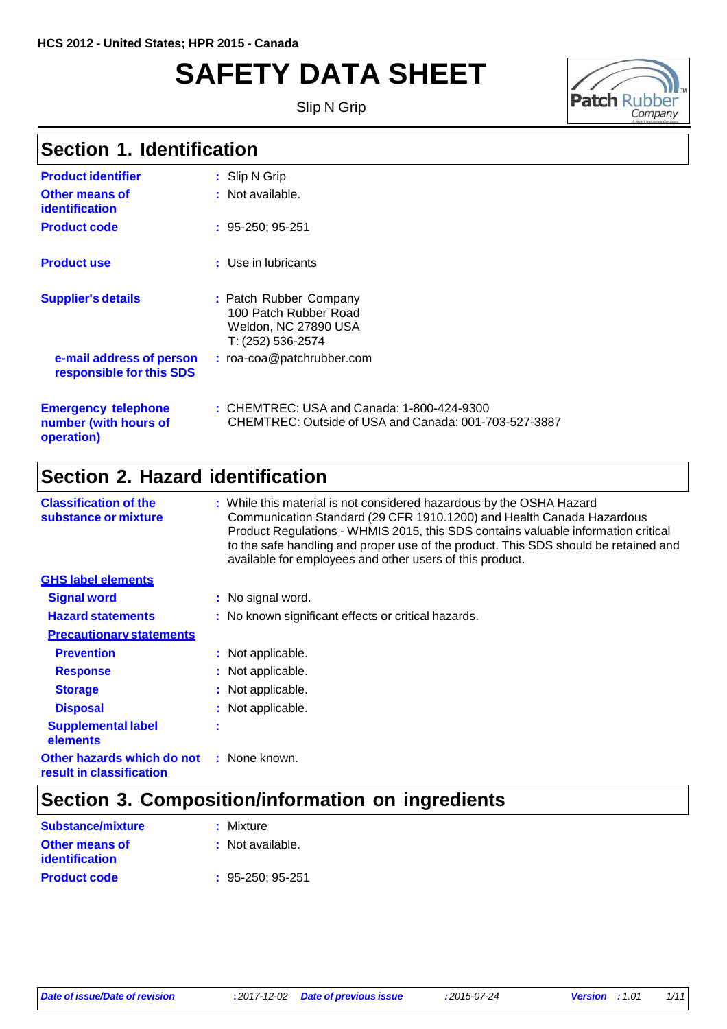HCS 2012 - United States; HPR 2015 - Canada

# SAFETY DATA SHEET

Slip N Grip

## Section 1. Identification

**Product identifier** : Slip N Grip

**Other means of identification** : Not available.

**Product code** : 95-250; 95-251

**Product use** : Use in lubricants

**Supplier's details** : Patch Rubber Company
100 Patch Rubber Road
Weldon, NC 27890 USA
T: (252) 536-2574

**e-mail address of person responsible for this SDS** : roa-coa@patchrubber.com

**Emergency telephone number (with hours of operation)** : CHEMTREC: USA and Canada: 1-800-424-9300
CHEMTREC: Outside of USA and Canada: 001-703-527-3887

## Section 2. Hazard identification

**Classification of the substance or mixture** : While this material is not considered hazardous by the OSHA Hazard Communication Standard (29 CFR 1910.1200) and Health Canada Hazardous Product Regulations - WHMIS 2015, this SDS contains valuable information critical to the safe handling and proper use of the product. This SDS should be retained and available for employees and other users of this product.

**GHS label elements**

**Signal word** : No signal word.

**Hazard statements** : No known significant effects or critical hazards.

**Precautionary statements**

**Prevention** : Not applicable.

**Response** : Not applicable.

**Storage** : Not applicable.

**Disposal** : Not applicable.

**Supplemental label elements** :

**Other hazards which do not result in classification** : None known.

## Section 3. Composition/information on ingredients

**Substance/mixture** : Mixture

**Other means of identification** : Not available.

**Product code** : 95-250; 95-251

*Date of issue/Date of revision* : 2017-12-02 *Date of previous issue* : 2015-07-24 *Version* : 1.01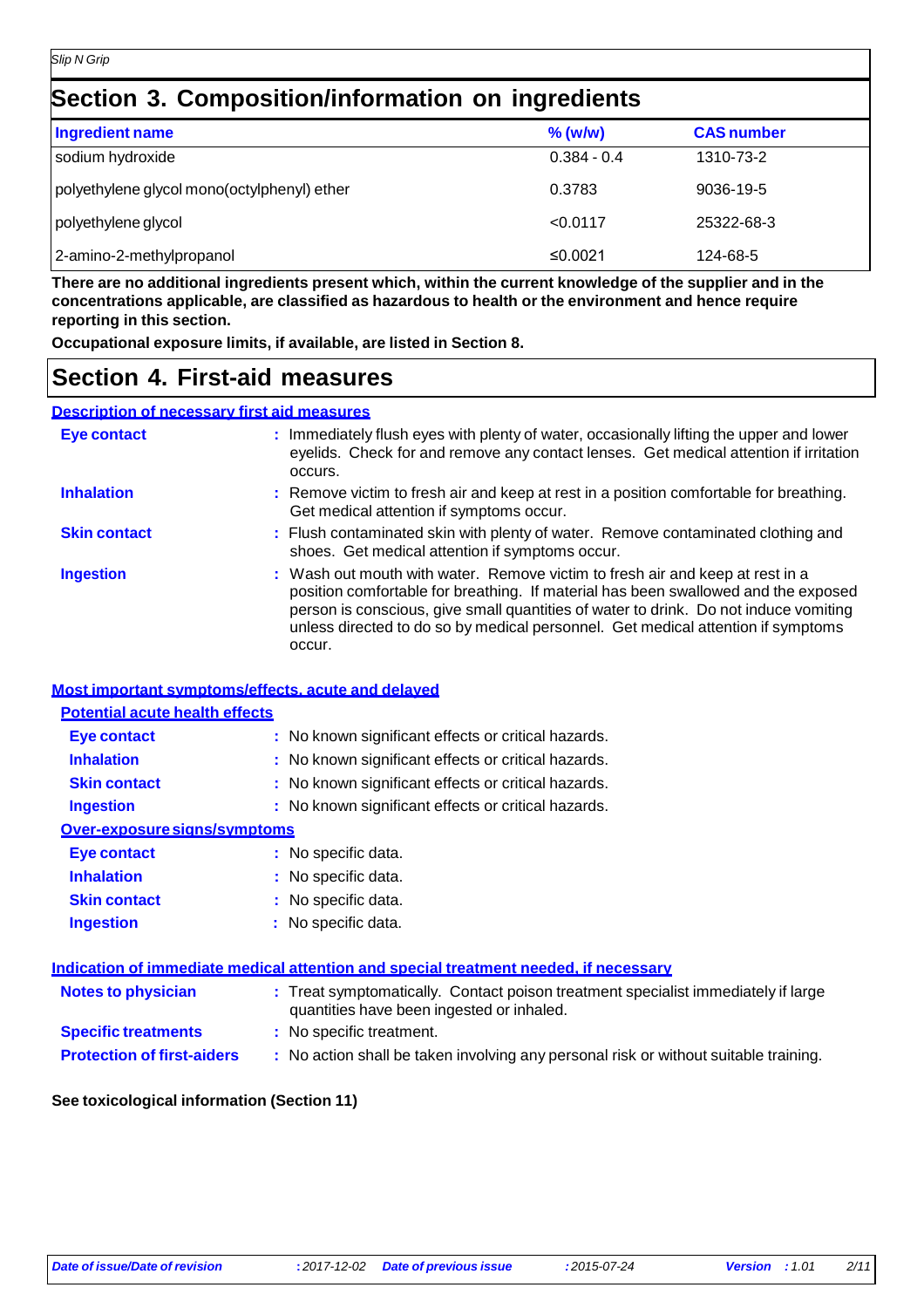## Section 3. Composition/information on ingredients

| Ingredient name | % (w/w) | CAS number |
|---|---|---|
| sodium hydroxide | 0.384 - 0.4 | 1310-73-2 |
| polyethylene glycol mono(octylphenyl) ether | 0.3783 | 9036-19-5 |
| polyethylene glycol | <0.0117 | 25322-68-3 |
| 2-amino-2-methylpropanol | ≤0.0021 | 124-68-5 |

**There are no additional ingredients present which, within the current knowledge of the supplier and in the concentrations applicable, are classified as hazardous to health or the environment and hence require reporting in this section.**

**Occupational exposure limits, if available, are listed in Section 8.**

## Section 4. First-aid measures

### Description of necessary first aid measures

**Eye contact** : Immediately flush eyes with plenty of water, occasionally lifting the upper and lower eyelids. Check for and remove any contact lenses. Get medical attention if irritation occurs.

**Inhalation** : Remove victim to fresh air and keep at rest in a position comfortable for breathing. Get medical attention if symptoms occur.

**Skin contact** : Flush contaminated skin with plenty of water. Remove contaminated clothing and shoes. Get medical attention if symptoms occur.

**Ingestion** : Wash out mouth with water. Remove victim to fresh air and keep at rest in a position comfortable for breathing. If material has been swallowed and the exposed person is conscious, give small quantities of water to drink. Do not induce vomiting unless directed to do so by medical personnel. Get medical attention if symptoms occur.

### Most important symptoms/effects, acute and delayed

#### Potential acute health effects

**Eye contact** : No known significant effects or critical hazards.

**Inhalation** : No known significant effects or critical hazards.

**Skin contact** : No known significant effects or critical hazards.

**Ingestion** : No known significant effects or critical hazards.

#### Over-exposure signs/symptoms

**Eye contact** : No specific data.

**Inhalation** : No specific data.

**Skin contact** : No specific data.

**Ingestion** : No specific data.

### Indication of immediate medical attention and special treatment needed, if necessary

**Notes to physician** : Treat symptomatically. Contact poison treatment specialist immediately if large quantities have been ingested or inhaled.

**Specific treatments** : No specific treatment.

**Protection of first-aiders** : No action shall be taken involving any personal risk or without suitable training.

**See toxicological information (Section 11)**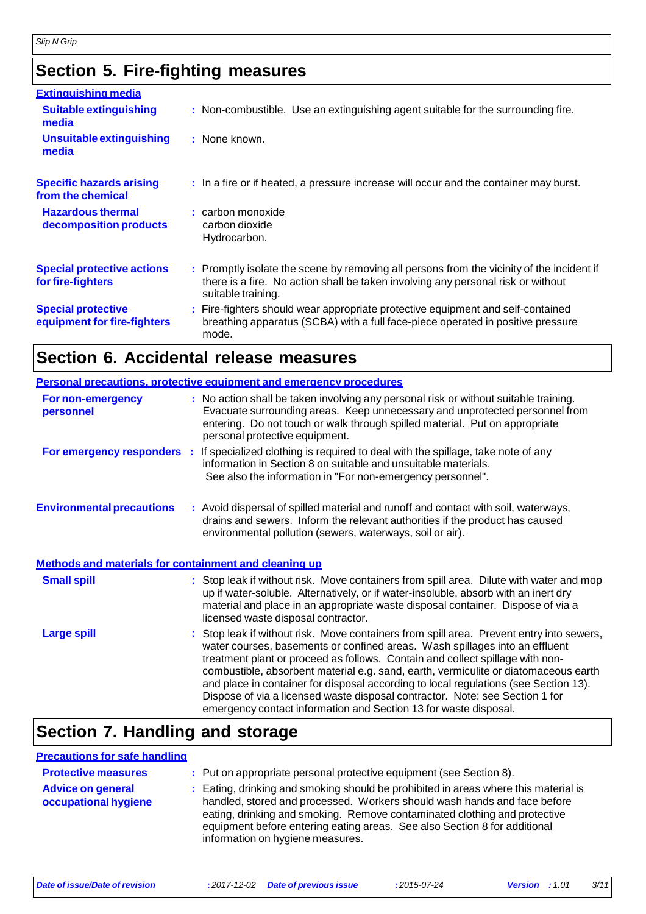## Section 5. Fire-fighting measures

**Extinguishing media**

**Suitable extinguishing media** : Non-combustible. Use an extinguishing agent suitable for the surrounding fire.

**Unsuitable extinguishing media** : None known.

**Specific hazards arising from the chemical** : In a fire or if heated, a pressure increase will occur and the container may burst.

**Hazardous thermal decomposition products** : carbon monoxide
carbon dioxide
Hydrocarbon.

**Special protective actions for fire-fighters** : Promptly isolate the scene by removing all persons from the vicinity of the incident if there is a fire. No action shall be taken involving any personal risk or without suitable training.

**Special protective equipment for fire-fighters** : Fire-fighters should wear appropriate protective equipment and self-contained breathing apparatus (SCBA) with a full face-piece operated in positive pressure mode.

## Section 6. Accidental release measures

**Personal precautions, protective equipment and emergency procedures**

**For non-emergency personnel** : No action shall be taken involving any personal risk or without suitable training. Evacuate surrounding areas. Keep unnecessary and unprotected personnel from entering. Do not touch or walk through spilled material. Put on appropriate personal protective equipment.

**For emergency responders** : If specialized clothing is required to deal with the spillage, take note of any information in Section 8 on suitable and unsuitable materials. See also the information in "For non-emergency personnel".

**Environmental precautions** : Avoid dispersal of spilled material and runoff and contact with soil, waterways, drains and sewers. Inform the relevant authorities if the product has caused environmental pollution (sewers, waterways, soil or air).

**Methods and materials for containment and cleaning up**

**Small spill** : Stop leak if without risk. Move containers from spill area. Dilute with water and mop up if water-soluble. Alternatively, or if water-insoluble, absorb with an inert dry material and place in an appropriate waste disposal container. Dispose of via a licensed waste disposal contractor.

**Large spill** : Stop leak if without risk. Move containers from spill area. Prevent entry into sewers, water courses, basements or confined areas. Wash spillages into an effluent treatment plant or proceed as follows. Contain and collect spillage with non-combustible, absorbent material e.g. sand, earth, vermiculite or diatomaceous earth and place in container for disposal according to local regulations (see Section 13). Dispose of via a licensed waste disposal contractor. Note: see Section 1 for emergency contact information and Section 13 for waste disposal.

## Section 7. Handling and storage

**Precautions for safe handling**

**Protective measures** : Put on appropriate personal protective equipment (see Section 8).

**Advice on general occupational hygiene** : Eating, drinking and smoking should be prohibited in areas where this material is handled, stored and processed. Workers should wash hands and face before eating, drinking and smoking. Remove contaminated clothing and protective equipment before entering eating areas. See also Section 8 for additional information on hygiene measures.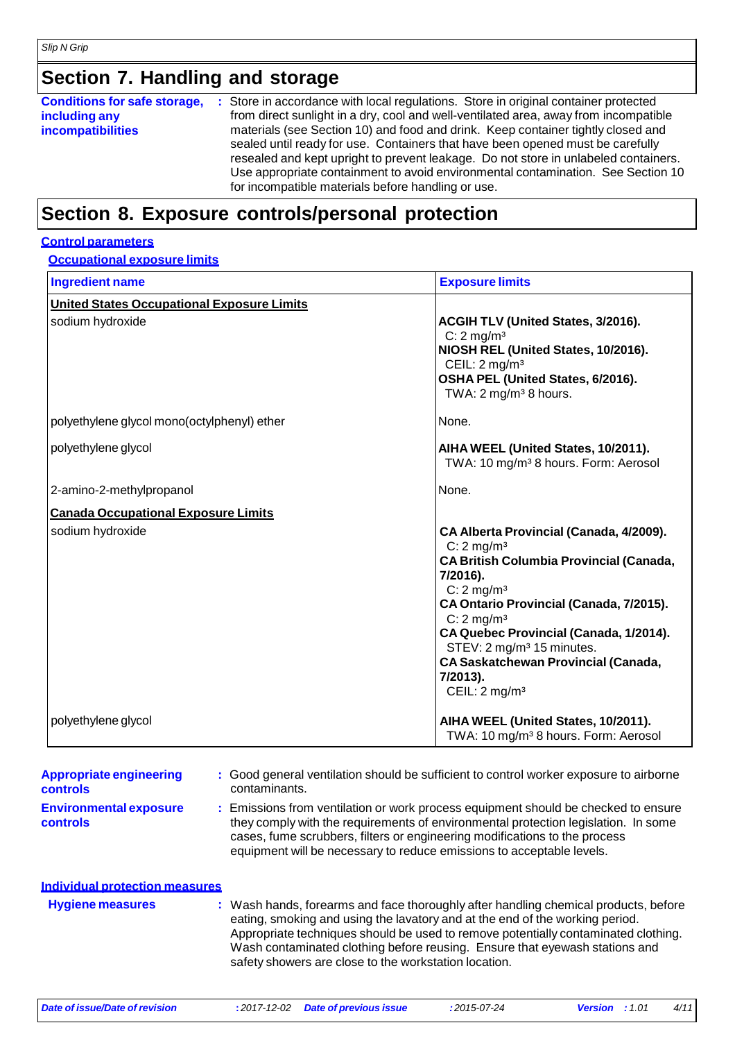## Section 7. Handling and storage

**Conditions for safe storage, including any incompatibilities** : Store in accordance with local regulations. Store in original container protected from direct sunlight in a dry, cool and well-ventilated area, away from incompatible materials (see Section 10) and food and drink. Keep container tightly closed and sealed until ready for use. Containers that have been opened must be carefully resealed and kept upright to prevent leakage. Do not store in unlabeled containers. Use appropriate containment to avoid environmental contamination. See Section 10 for incompatible materials before handling or use.

## Section 8. Exposure controls/personal protection

### Control parameters

#### Occupational exposure limits

| Ingredient name | Exposure limits |
|---|---|
| **United States Occupational Exposure Limits** | |
| sodium hydroxide | **ACGIH TLV (United States, 3/2016).**<br>C: 2 mg/m³<br>**NIOSH REL (United States, 10/2016).**<br>CEIL: 2 mg/m³<br>**OSHA PEL (United States, 6/2016).**<br>TWA: 2 mg/m³ 8 hours. |
| polyethylene glycol mono(octylphenyl) ether | None. |
| polyethylene glycol | **AIHA WEEL (United States, 10/2011).**<br>TWA: 10 mg/m³ 8 hours. Form: Aerosol |
| 2-amino-2-methylpropanol | None. |
| **Canada Occupational Exposure Limits** | |
| sodium hydroxide | **CA Alberta Provincial (Canada, 4/2009).**<br>C: 2 mg/m³<br>**CA British Columbia Provincial (Canada, 7/2016).**<br>C: 2 mg/m³<br>**CA Ontario Provincial (Canada, 7/2015).**<br>C: 2 mg/m³<br>**CA Quebec Provincial (Canada, 1/2014).**<br>STEV: 2 mg/m³ 15 minutes.<br>**CA Saskatchewan Provincial (Canada, 7/2013).**<br>CEIL: 2 mg/m³ |
| polyethylene glycol | **AIHA WEEL (United States, 10/2011).**<br>TWA: 10 mg/m³ 8 hours. Form: Aerosol |

**Appropriate engineering controls** : Good general ventilation should be sufficient to control worker exposure to airborne contaminants.

**Environmental exposure controls** : Emissions from ventilation or work process equipment should be checked to ensure they comply with the requirements of environmental protection legislation. In some cases, fume scrubbers, filters or engineering modifications to the process equipment will be necessary to reduce emissions to acceptable levels.

### Individual protection measures

**Hygiene measures** : Wash hands, forearms and face thoroughly after handling chemical products, before eating, smoking and using the lavatory and at the end of the working period. Appropriate techniques should be used to remove potentially contaminated clothing. Wash contaminated clothing before reusing. Ensure that eyewash stations and safety showers are close to the workstation location.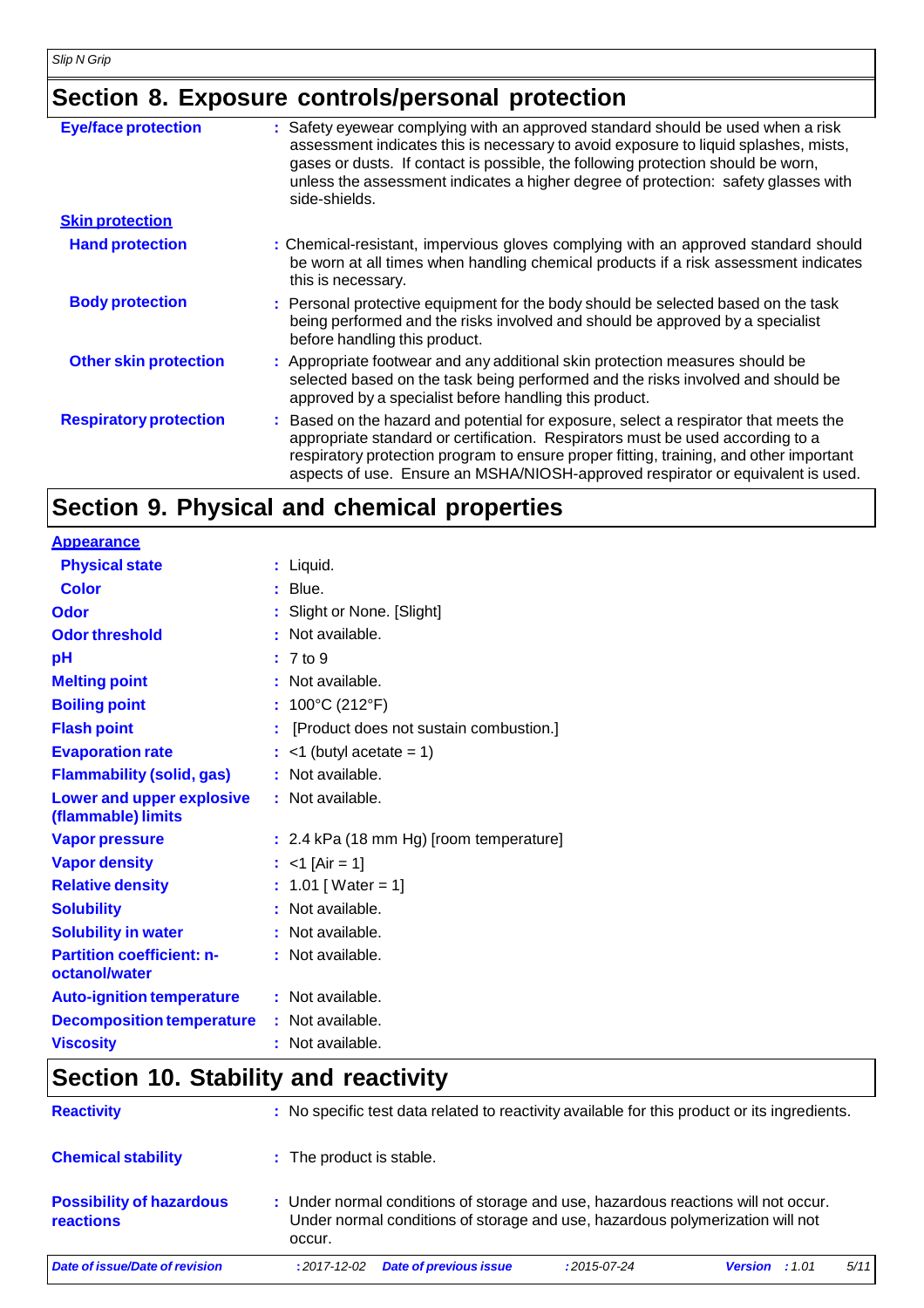## Section 8. Exposure controls/personal protection

| | |
|---|---|
| **Eye/face protection** | : Safety eyewear complying with an approved standard should be used when a risk assessment indicates this is necessary to avoid exposure to liquid splashes, mists, gases or dusts. If contact is possible, the following protection should be worn, unless the assessment indicates a higher degree of protection: safety glasses with side-shields. |
| **Skin protection** | |
| **Hand protection** | : Chemical-resistant, impervious gloves complying with an approved standard should be worn at all times when handling chemical products if a risk assessment indicates this is necessary. |
| **Body protection** | : Personal protective equipment for the body should be selected based on the task being performed and the risks involved and should be approved by a specialist before handling this product. |
| **Other skin protection** | : Appropriate footwear and any additional skin protection measures should be selected based on the task being performed and the risks involved and should be approved by a specialist before handling this product. |
| **Respiratory protection** | : Based on the hazard and potential for exposure, select a respirator that meets the appropriate standard or certification. Respirators must be used according to a respiratory protection program to ensure proper fitting, training, and other important aspects of use. Ensure an MSHA/NIOSH-approved respirator or equivalent is used. |

## Section 9. Physical and chemical properties

| | |
|---|---|
| **Appearance** | |
| **Physical state** | : Liquid. |
| **Color** | : Blue. |
| **Odor** | : Slight or None. [Slight] |
| **Odor threshold** | : Not available. |
| **pH** | : 7 to 9 |
| **Melting point** | : Not available. |
| **Boiling point** | : 100°C (212°F) |
| **Flash point** | : [Product does not sustain combustion.] |
| **Evaporation rate** | : <1 (butyl acetate = 1) |
| **Flammability (solid, gas)** | : Not available. |
| **Lower and upper explosive (flammable) limits** | : Not available. |
| **Vapor pressure** | : 2.4 kPa (18 mm Hg) [room temperature] |
| **Vapor density** | : <1 [Air = 1] |
| **Relative density** | : 1.01 [ Water = 1] |
| **Solubility** | : Not available. |
| **Solubility in water** | : Not available. |
| **Partition coefficient: n-octanol/water** | : Not available. |
| **Auto-ignition temperature** | : Not available. |
| **Decomposition temperature** | : Not available. |
| **Viscosity** | : Not available. |

## Section 10. Stability and reactivity

| | |
|---|---|
| **Reactivity** | : No specific test data related to reactivity available for this product or its ingredients. |
| **Chemical stability** | : The product is stable. |
| **Possibility of hazardous reactions** | : Under normal conditions of storage and use, hazardous reactions will not occur. Under normal conditions of storage and use, hazardous polymerization will not occur. |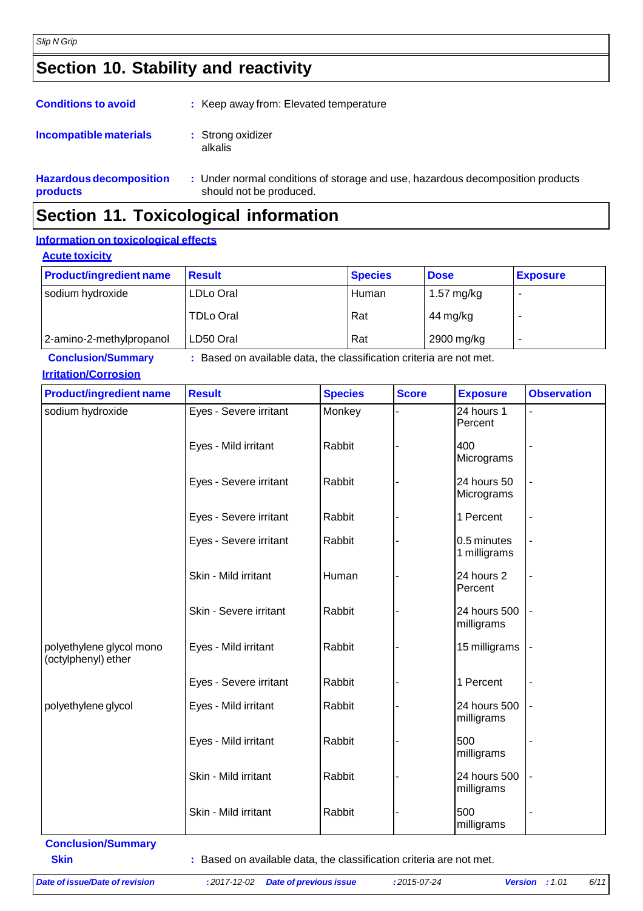## Section 10. Stability and reactivity

**Conditions to avoid** : Keep away from: Elevated temperature

**Incompatible materials** : Strong oxidizer
alkalis

**Hazardous decomposition products** : Under normal conditions of storage and use, hazardous decomposition products should not be produced.

## Section 11. Toxicological information

### Information on toxicological effects

#### Acute toxicity

| Product/ingredient name | Result | Species | Dose | Exposure |
|---|---|---|---|---|
| sodium hydroxide | LDLo Oral | Human | 1.57 mg/kg | - |
| | TDLo Oral | Rat | 44 mg/kg | - |
| 2-amino-2-methylpropanol | LD50 Oral | Rat | 2900 mg/kg | - |

**Conclusion/Summary** : Based on available data, the classification criteria are not met.

#### Irritation/Corrosion

| Product/ingredient name | Result | Species | Score | Exposure | Observation |
|---|---|---|---|---|---|
| sodium hydroxide | Eyes - Severe irritant | Monkey | - | 24 hours 1 Percent | - |
| | Eyes - Mild irritant | Rabbit | - | 400 Micrograms | - |
| | Eyes - Severe irritant | Rabbit | - | 24 hours 50 Micrograms | - |
| | Eyes - Severe irritant | Rabbit | - | 1 Percent | - |
| | Eyes - Severe irritant | Rabbit | - | 0.5 minutes 1 milligrams | - |
| | Skin - Mild irritant | Human | - | 24 hours 2 Percent | - |
| | Skin - Severe irritant | Rabbit | - | 24 hours 500 milligrams | - |
| polyethylene glycol mono (octylphenyl) ether | Eyes - Mild irritant | Rabbit | - | 15 milligrams | - |
| | Eyes - Severe irritant | Rabbit | - | 1 Percent | - |
| polyethylene glycol | Eyes - Mild irritant | Rabbit | - | 24 hours 500 milligrams | - |
| | Eyes - Mild irritant | Rabbit | - | 500 milligrams | - |
| | Skin - Mild irritant | Rabbit | - | 24 hours 500 milligrams | - |
| | Skin - Mild irritant | Rabbit | - | 500 milligrams | - |

**Conclusion/Summary**

**Skin** : Based on available data, the classification criteria are not met.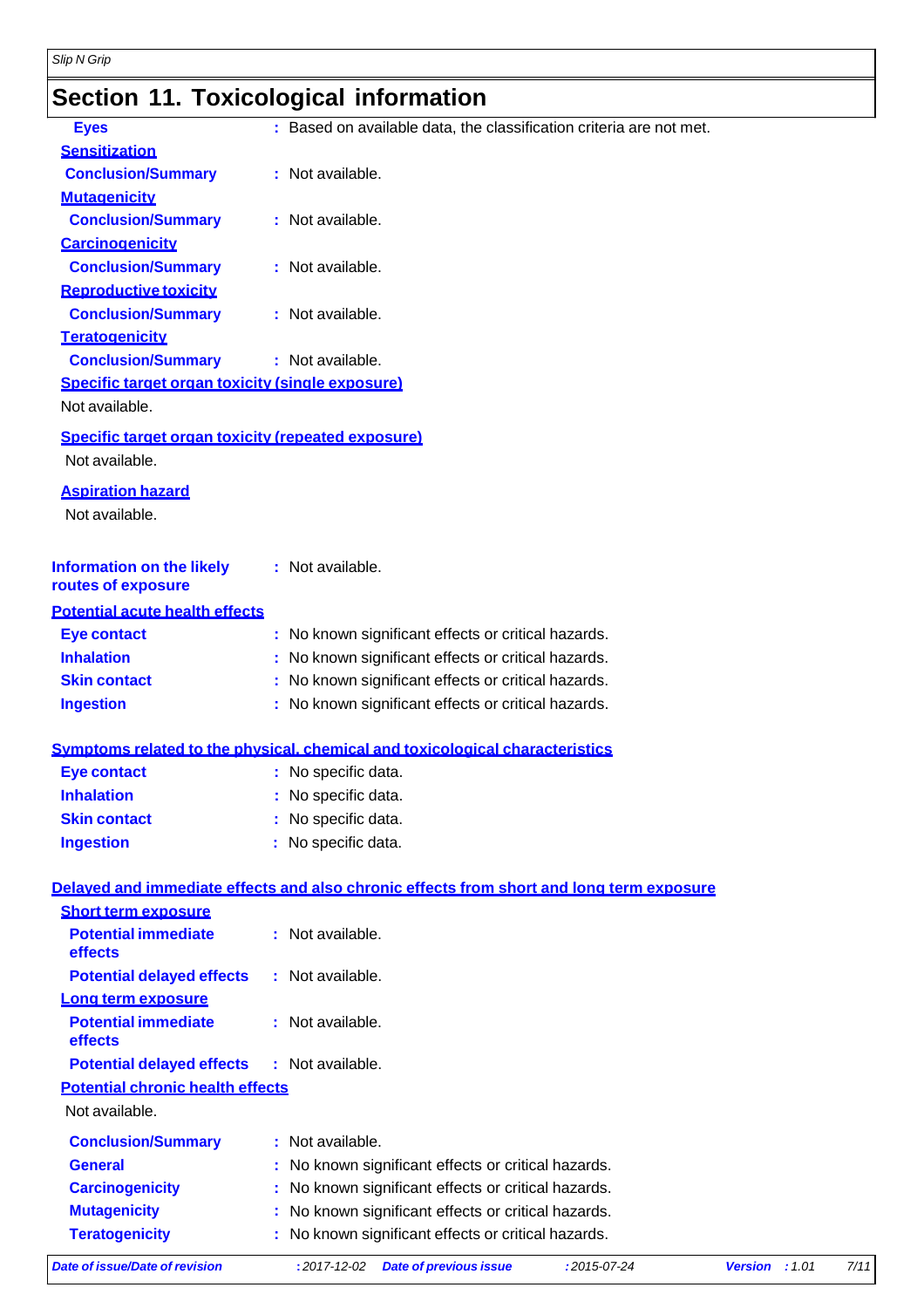## Section 11. Toxicological information

**Eyes** : Based on available data, the classification criteria are not met.

**Sensitization**

**Conclusion/Summary** : Not available.

**Mutagenicity**

**Conclusion/Summary** : Not available.

**Carcinogenicity**

**Conclusion/Summary** : Not available.

**Reproductive toxicity**

**Conclusion/Summary** : Not available.

**Teratogenicity**

**Conclusion/Summary** : Not available.

**Specific target organ toxicity (single exposure)**

Not available.

**Specific target organ toxicity (repeated exposure)**

Not available.

**Aspiration hazard**

Not available.

**Information on the likely routes of exposure** : Not available.

**Potential acute health effects**

**Eye contact** : No known significant effects or critical hazards.

**Inhalation** : No known significant effects or critical hazards.

**Skin contact** : No known significant effects or critical hazards.

**Ingestion** : No known significant effects or critical hazards.

**Symptoms related to the physical, chemical and toxicological characteristics**

**Eye contact** : No specific data.

**Inhalation** : No specific data.

**Skin contact** : No specific data.

**Ingestion** : No specific data.

**Delayed and immediate effects and also chronic effects from short and long term exposure**

**Short term exposure**

**Potential immediate effects** : Not available.

**Potential delayed effects** : Not available.

**Long term exposure**

**Potential immediate effects** : Not available.

**Potential delayed effects** : Not available.

**Potential chronic health effects**

Not available.

**Conclusion/Summary** : Not available.

**General** : No known significant effects or critical hazards.

**Carcinogenicity** : No known significant effects or critical hazards.

**Mutagenicity** : No known significant effects or critical hazards.

**Teratogenicity** : No known significant effects or critical hazards.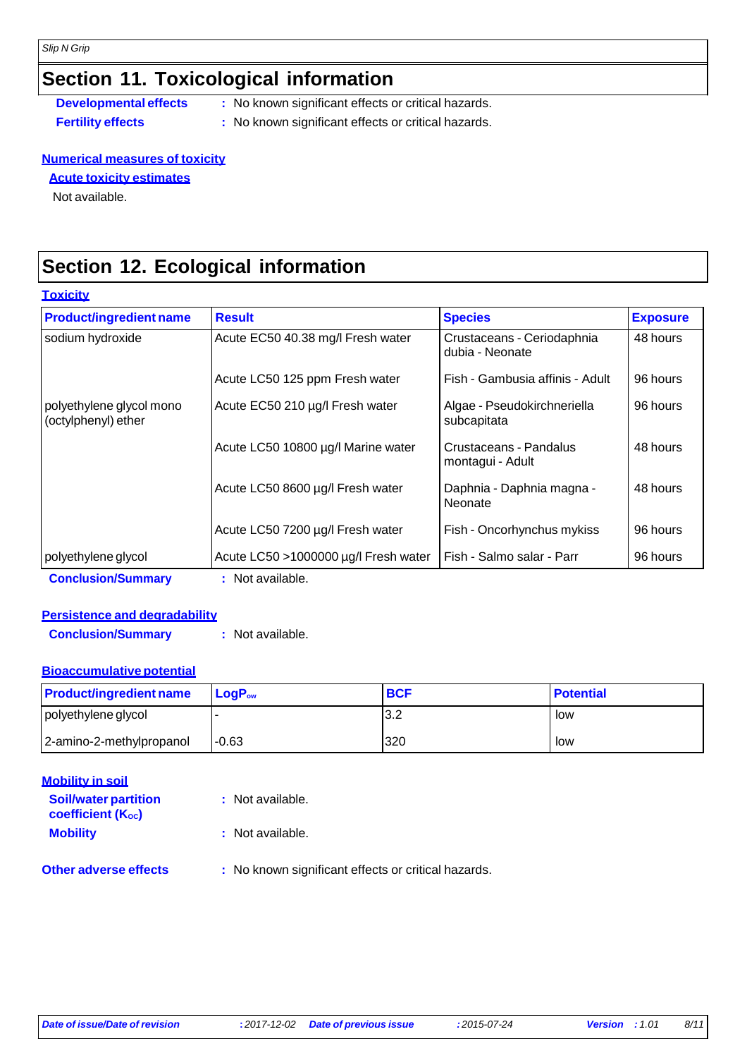## Section 11. Toxicological information

**Developmental effects** : No known significant effects or critical hazards.

**Fertility effects** : No known significant effects or critical hazards.

**Numerical measures of toxicity**

**Acute toxicity estimates**

Not available.

## Section 12. Ecological information

**Toxicity**

| Product/ingredient name | Result | Species | Exposure |
|---|---|---|---|
| sodium hydroxide | Acute EC50 40.38 mg/l Fresh water | Crustaceans - Ceriodaphnia dubia - Neonate | 48 hours |
| | Acute LC50 125 ppm Fresh water | Fish - Gambusia affinis - Adult | 96 hours |
| polyethylene glycol mono (octylphenyl) ether | Acute EC50 210 µg/l Fresh water | Algae - Pseudokirchneriella subcapitata | 96 hours |
| | Acute LC50 10800 µg/l Marine water | Crustaceans - Pandalus montagui - Adult | 48 hours |
| | Acute LC50 8600 µg/l Fresh water | Daphnia - Daphnia magna - Neonate | 48 hours |
| | Acute LC50 7200 µg/l Fresh water | Fish - Oncorhynchus mykiss | 96 hours |
| polyethylene glycol | Acute LC50 >1000000 µg/l Fresh water | Fish - Salmo salar - Parr | 96 hours |

**Conclusion/Summary** : Not available.

**Persistence and degradability**

**Conclusion/Summary** : Not available.

**Bioaccumulative potential**

| Product/ingredient name | $LogP_{ow}$ | BCF | Potential |
|---|---|---|---|
| polyethylene glycol | - | 3.2 | low |
| 2-amino-2-methylpropanol | -0.63 | 320 | low |

**Mobility in soil**

**Soil/water partition coefficient ($K_{OC}$)** : Not available.

**Mobility** : Not available.

**Other adverse effects** : No known significant effects or critical hazards.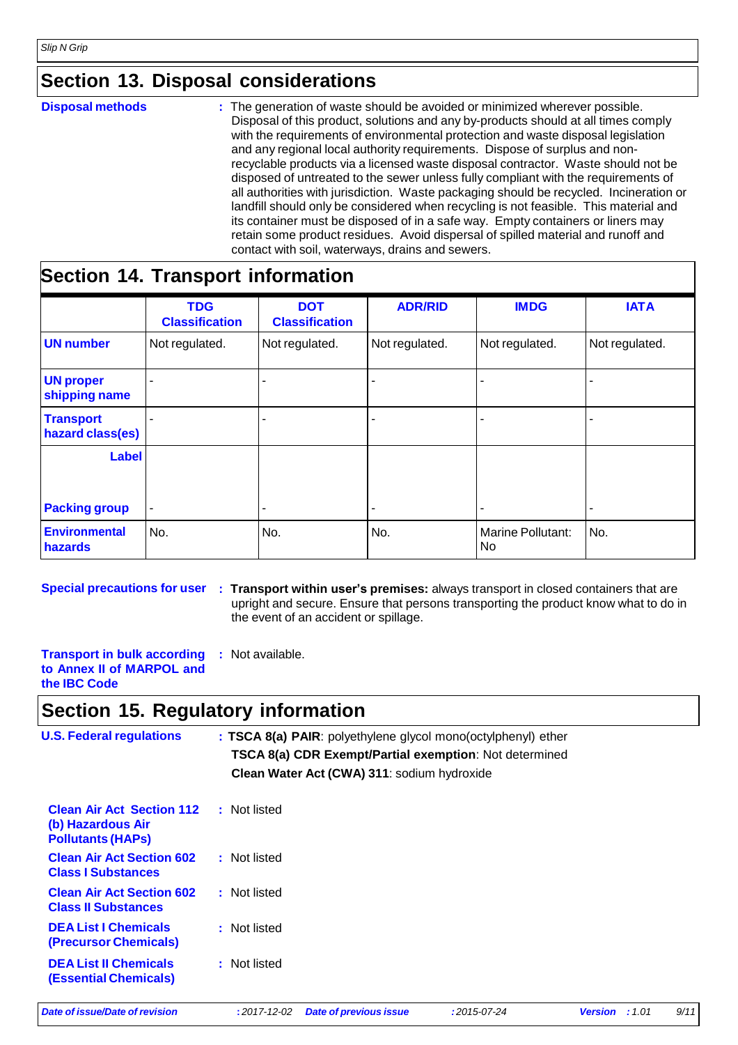## Section 13. Disposal considerations

**Disposal methods** : The generation of waste should be avoided or minimized wherever possible. Disposal of this product, solutions and any by-products should at all times comply with the requirements of environmental protection and waste disposal legislation and any regional local authority requirements. Dispose of surplus and non-recyclable products via a licensed waste disposal contractor. Waste should not be disposed of untreated to the sewer unless fully compliant with the requirements of all authorities with jurisdiction. Waste packaging should be recycled. Incineration or landfill should only be considered when recycling is not feasible. This material and its container must be disposed of in a safe way. Empty containers or liners may retain some product residues. Avoid dispersal of spilled material and runoff and contact with soil, waterways, drains and sewers.

## Section 14. Transport information

| | TDG Classification | DOT Classification | ADR/RID | IMDG | IATA |
|---|---|---|---|---|---|
| **UN number** | Not regulated. | Not regulated. | Not regulated. | Not regulated. | Not regulated. |
| **UN proper shipping name** | - | - | - | - | - |
| **Transport hazard class(es)** | - | - | - | - | - |
| **Label** | | | | | |
| **Packing group** | - | - | - | - | - |
| **Environmental hazards** | No. | No. | No. | Marine Pollutant: No | No. |

**Special precautions for user** : **Transport within user's premises:** always transport in closed containers that are upright and secure. Ensure that persons transporting the product know what to do in the event of an accident or spillage.

**Transport in bulk according to Annex II of MARPOL and the IBC Code** : Not available.

## Section 15. Regulatory information

**U.S. Federal regulations** : **TSCA 8(a) PAIR**: polyethylene glycol mono(octylphenyl) ether
**TSCA 8(a) CDR Exempt/Partial exemption**: Not determined
**Clean Water Act (CWA) 311**: sodium hydroxide

**Clean Air Act Section 112 (b) Hazardous Air Pollutants (HAPs)** : Not listed

**Clean Air Act Section 602 Class I Substances** : Not listed

**Clean Air Act Section 602 Class II Substances** : Not listed

**DEA List I Chemicals (Precursor Chemicals)** : Not listed

**DEA List II Chemicals (Essential Chemicals)** : Not listed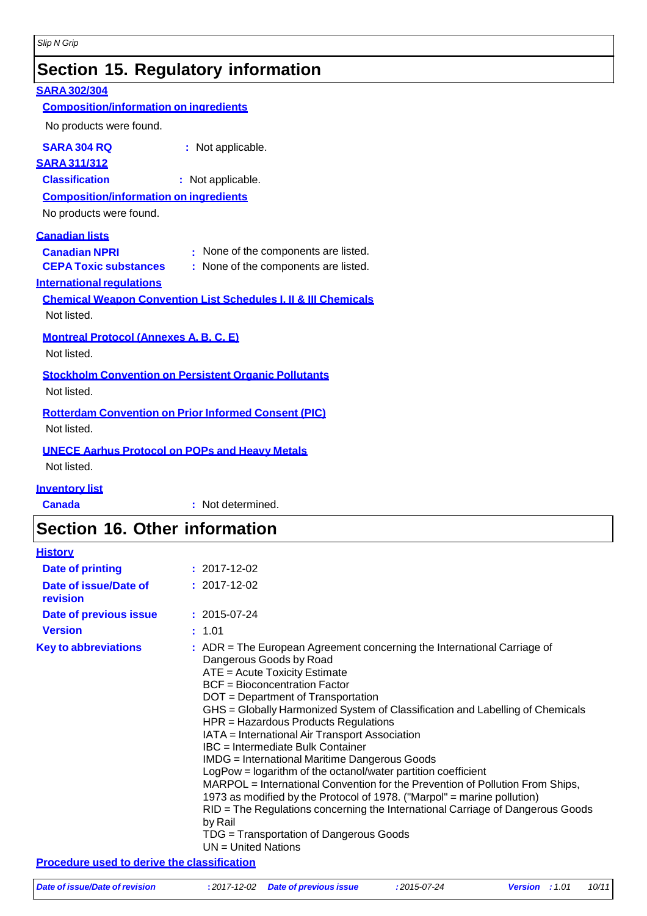## Section 15. Regulatory information

**SARA 302/304**

**Composition/information on ingredients**

No products were found.

**SARA 304 RQ** : Not applicable.

**SARA 311/312**

**Classification** : Not applicable.

**Composition/information on ingredients**

No products were found.

**Canadian lists**

**Canadian NPRI** : None of the components are listed.

**CEPA Toxic substances** : None of the components are listed.

**International regulations**

**Chemical Weapon Convention List Schedules I, II & III Chemicals**

Not listed.

**Montreal Protocol (Annexes A, B, C, E)**

Not listed.

**Stockholm Convention on Persistent Organic Pollutants**

Not listed.

**Rotterdam Convention on Prior Informed Consent (PIC)**

Not listed.

**UNECE Aarhus Protocol on POPs and Heavy Metals**

Not listed.

**Inventory list**

**Canada** : Not determined.

## Section 16. Other information

**History**

**Date of printing** : 2017-12-02

**Date of issue/Date of revision** : 2017-12-02

**Date of previous issue** : 2015-07-24

**Version** : 1.01

**Key to abbreviations** :
ADR = The European Agreement concerning the International Carriage of Dangerous Goods by Road
ATE = Acute Toxicity Estimate
BCF = Bioconcentration Factor
DOT = Department of Transportation
GHS = Globally Harmonized System of Classification and Labelling of Chemicals
HPR = Hazardous Products Regulations
IATA = International Air Transport Association
IBC = Intermediate Bulk Container
IMDG = International Maritime Dangerous Goods
LogPow = logarithm of the octanol/water partition coefficient
MARPOL = International Convention for the Prevention of Pollution From Ships, 1973 as modified by the Protocol of 1978. ("Marpol" = marine pollution)
RID = The Regulations concerning the International Carriage of Dangerous Goods by Rail
TDG = Transportation of Dangerous Goods
UN = United Nations

**Procedure used to derive the classification**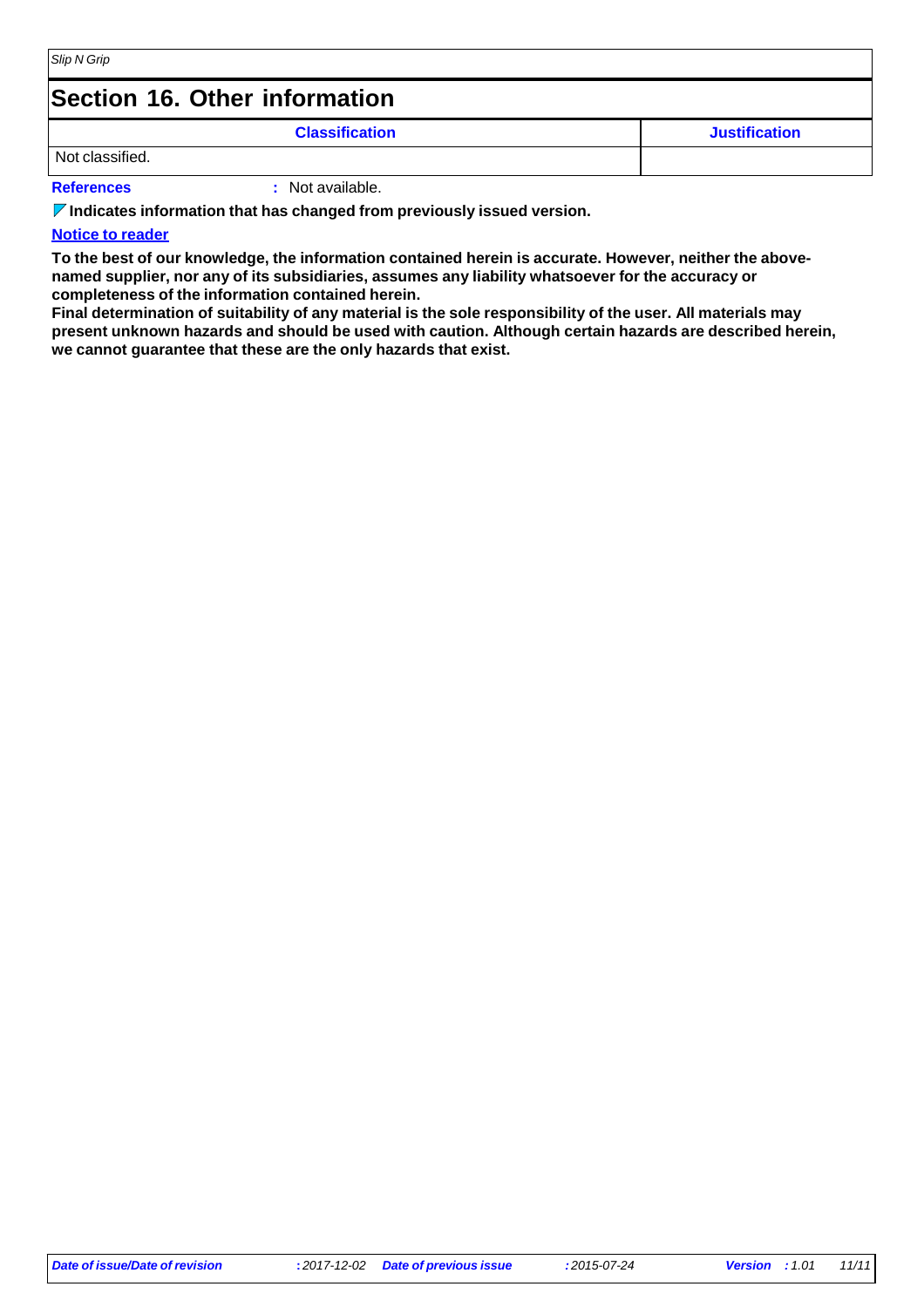## Section 16. Other information

| Classification | Justification |
| --- | --- |
| Not classified. | |

**References** : Not available.

▽ **Indicates information that has changed from previously issued version.**

**Notice to reader**

**To the best of our knowledge, the information contained herein is accurate. However, neither the above-named supplier, nor any of its subsidiaries, assumes any liability whatsoever for the accuracy or completeness of the information contained herein.**
**Final determination of suitability of any material is the sole responsibility of the user. All materials may present unknown hazards and should be used with caution. Although certain hazards are described herein, we cannot guarantee that these are the only hazards that exist.**